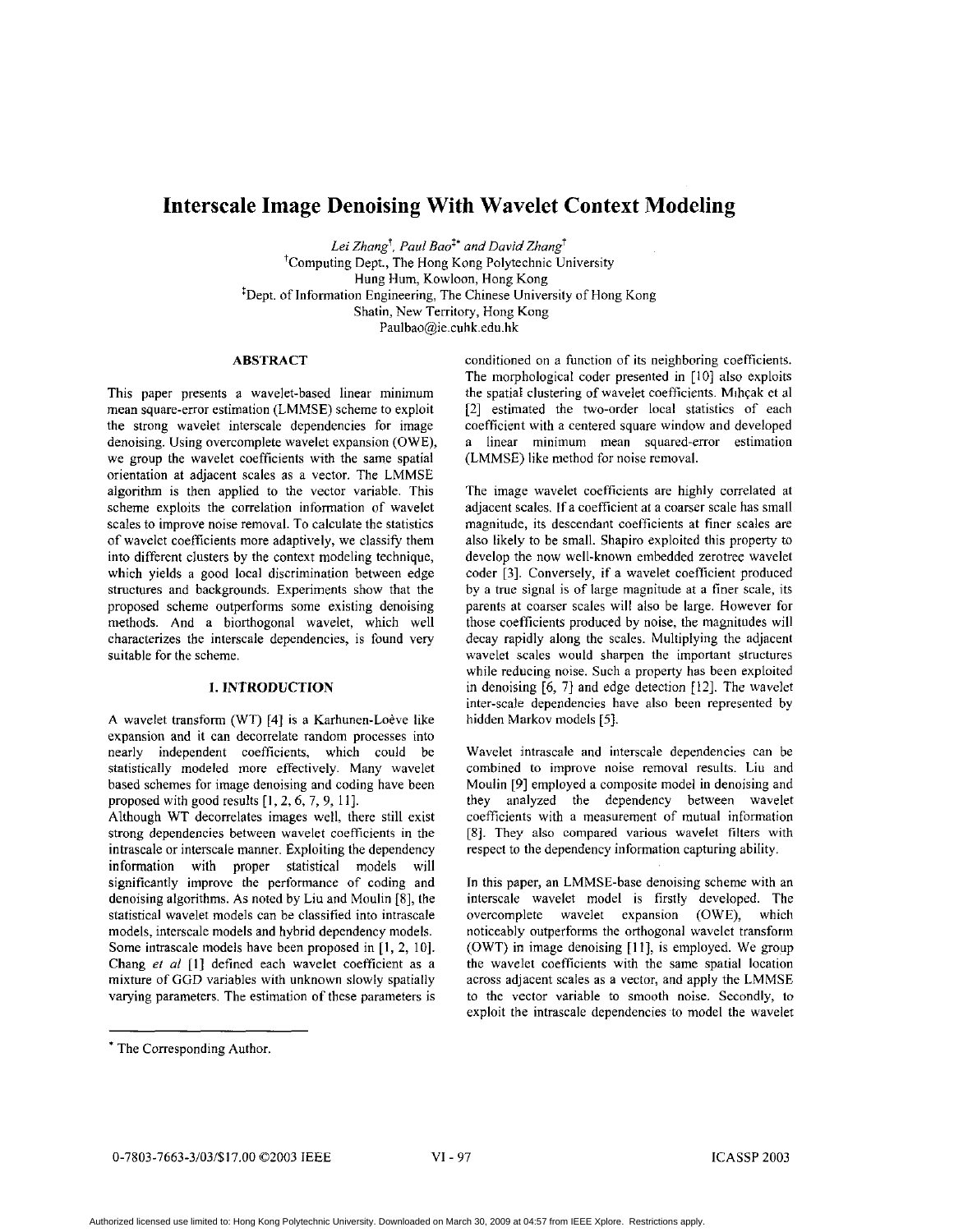# Interscale Image Denoising With Wavelet Context Modeling

*Lei Zhang*[†], *Paul Bao*[‡*] *and David Zhang*[†]

[†]Computing Dept., The Hong Kong Polytechnic University
Hung Hum, Kowloon, Hong Kong
[‡]Dept. of Information Engineering, The Chinese University of Hong Kong
Shatin, New Territory, Hong Kong
Paulbao@ie.cuhk.edu.hk

## ABSTRACT

This paper presents a wavelet-based linear minimum mean square-error estimation (LMMSE) scheme to exploit the strong wavelet interscale dependencies for image denoising. Using overcomplete wavelet expansion (OWE), we group the wavelet coefficients with the same spatial orientation at adjacent scales as a vector. The LMMSE algorithm is then applied to the vector variable. This scheme exploits the correlation information of wavelet scales to improve noise removal. To calculate the statistics of wavelet coefficients more adaptively, we classify them into different clusters by the context modeling technique, which yields a good local discrimination between edge structures and backgrounds. Experiments show that the proposed scheme outperforms some existing denoising methods. And a biorthogonal wavelet, which well characterizes the interscale dependencies, is found very suitable for the scheme.

## 1. INTRODUCTION

A wavelet transform (WT) [4] is a Karhunen-Loève like expansion and it can decorrelate random processes into nearly independent coefficients, which could be statistically modeled more effectively. Many wavelet based schemes for image denoising and coding have been proposed with good results [1, 2, 6, 7, 9, 11].

Although WT decorrelates images well, there still exist strong dependencies between wavelet coefficients in the intrascale or interscale manner. Exploiting the dependency information with proper statistical models will significantly improve the performance of coding and denoising algorithms. As noted by Liu and Moulin [8], the statistical wavelet models can be classified into intrascale models, interscale models and hybrid dependency models. Some intrascale models have been proposed in [1, 2, 10]. Chang *et al* [1] defined each wavelet coefficient as a mixture of GGD variables with unknown slowly spatially varying parameters. The estimation of these parameters is conditioned on a function of its neighboring coefficients. The morphological coder presented in [10] also exploits the spatial clustering of wavelet coefficients. Mıhçak et al [2] estimated the two-order local statistics of each coefficient with a centered square window and developed a linear minimum mean squared-error estimation (LMMSE) like method for noise removal.

The image wavelet coefficients are highly correlated at adjacent scales. If a coefficient at a coarser scale has small magnitude, its descendant coefficients at finer scales are also likely to be small. Shapiro exploited this property to develop the now well-known embedded zerotree wavelet coder [3]. Conversely, if a wavelet coefficient produced by a true signal is of large magnitude at a finer scale, its parents at coarser scales will also be large. However for those coefficients produced by noise, the magnitudes will decay rapidly along the scales. Multiplying the adjacent wavelet scales would sharpen the important structures while reducing noise. Such a property has been exploited in denoising [6, 7] and edge detection [12]. The wavelet inter-scale dependencies have also been represented by hidden Markov models [5].

Wavelet intrascale and interscale dependencies can be combined to improve noise removal results. Liu and Moulin [9] employed a composite model in denoising and they analyzed the dependency between wavelet coefficients with a measurement of mutual information [8]. They also compared various wavelet filters with respect to the dependency information capturing ability.

In this paper, an LMMSE-base denoising scheme with an interscale wavelet model is firstly developed. The overcomplete wavelet expansion (OWE), which noticeably outperforms the orthogonal wavelet transform (OWT) in image denoising [11], is employed. We group the wavelet coefficients with the same spatial location across adjacent scales as a vector, and apply the LMMSE to the vector variable to smooth noise. Secondly, to exploit the intrascale dependencies to model the wavelet

* The Corresponding Author.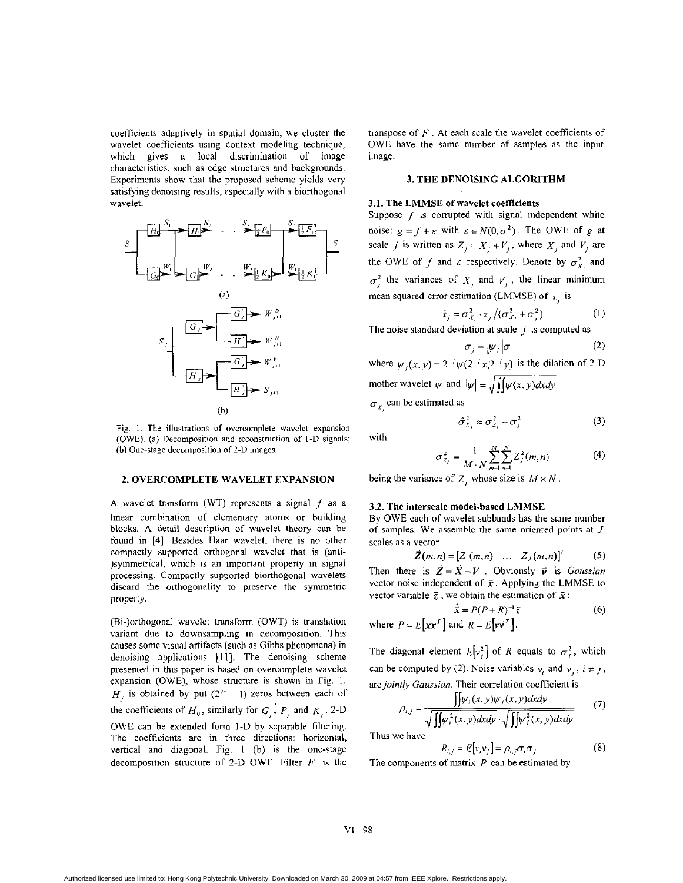coefficients adaptively in spatial domain, we cluster the wavelet coefficients using context modeling technique, which gives a local discrimination of image characteristics, such as edge structures and backgrounds. Experiments show that the proposed scheme yields very satisfying denoising results, especially with a biorthogonal wavelet.

Fig. 1. The illustrations of overcomplete wavelet expansion (OWE). (a) Decomposition and reconstruction of 1-D signals; (b) One-stage decomposition of 2-D images.

## 2. OVERCOMPLETE WAVELET EXPANSION

A wavelet transform (WT) represents a signal $f$ as a linear combination of elementary atoms or building blocks. A detail description of wavelet theory can be found in [4]. Besides Haar wavelet, there is no other compactly supported orthogonal wavelet that is (anti-)symmetrical, which is an important property in signal processing. Compactly supported biorthogonal wavelets discard the orthogonality to preserve the symmetric property.

(Bi-)orthogonal wavelet transform (OWT) is translation variant due to downsampling in decomposition. This causes some visual artifacts (such as Gibbs phenomena) in denoising applications [11]. The denoising scheme presented in this paper is based on overcomplete wavelet expansion (OWE), whose structure is shown in Fig. 1. $H_j$ is obtained by put $(2^{j-1}-1)$ zeros between each of the coefficients of $H_0$, similarly for $G_j$, $F_j$ and $K_j$. 2-D OWE can be extended form 1-D by separable filtering. The coefficients are in three directions: horizontal, vertical and diagonal. Fig. 1 (b) is the one-stage decomposition structure of 2-D OWE. Filter $F'$ is the transpose of $F$. At each scale the wavelet coefficients of OWE have the same number of samples as the input image.

## 3. THE DENOISING ALGORITHM

### 3.1. The LMMSE of wavelet coefficients

Suppose $f$ is corrupted with signal independent white noise: $g = f + \varepsilon$ with $\varepsilon \in N(0,\sigma^2)$. The OWE of $g$ at scale $j$ is written as $Z_j = X_j + V_j$, where $X_j$ and $V_j$ are the OWE of $f$ and $\varepsilon$ respectively. Denote by $\sigma_{X_j}^2$ and $\sigma_j^2$ the variances of $X_j$ and $V_j$, the linear minimum mean squared-error estimation (LMMSE) of $x_j$ is

$$\hat{x}_j = \sigma_{X_j}^2 \cdot z_j / (\sigma_{X_j}^2 + \sigma_j^2) \tag{1}$$

The noise standard deviation at scale $j$ is computed as

$$\sigma_j = \|\psi_j\| \sigma \tag{2}$$

where $\psi_j(x,y) = 2^{-j}\psi(2^{-j}x, 2^{-j}y)$ is the dilation of 2-D mother wavelet $\psi$ and $\|\psi\| = \sqrt{\iint \psi(x,y)dxdy}$.

$\sigma_{X_j}$ can be estimated as

$$\hat{\sigma}_{X_j}^2 \approx \sigma_{Z_j}^2 - \sigma_j^2 \tag{3}$$

with

$$\sigma_{Z_j}^2 = \frac{1}{M \cdot N}\sum_{m=1}^{M}\sum_{n=1}^{N} Z_j^2(m,n) \tag{4}$$

being the variance of $Z_j$ whose size is $M \times N$.

### 3.2. The interscale model-based LMMSE

By OWE each of wavelet subbands has the same number of samples. We assemble the same oriented points at $J$ scales as a vector

$$\vec{Z}(m,n) = [Z_1(m,n) \ \ \ldots \ \ Z_J(m,n)]^T \tag{5}$$

Then there is $\vec{Z} = \vec{X} + \vec{V}$. Obviously $\vec{v}$ is *Gaussian* vector noise independent of $\vec{x}$. Applying the LMMSE to vector variable $\vec{z}$, we obtain the estimation of $\vec{x}$:

$$\hat{\vec{x}} = P(P+R)^{-1}\vec{z} \tag{6}$$

where $P = E[\vec{x}\vec{x}^T]$ and $R = E[\vec{v}\vec{v}^T]$.

The diagonal element $E[v_j^2]$ of $R$ equals to $\sigma_j^2$, which can be computed by (2). Noise variables $v_i$ and $v_j$, $i \neq j$, are *jointly Gaussian*. Their correlation coefficient is

$$\rho_{i,j} = \frac{\iint \psi_i(x,y)\psi_j(x,y)dxdy}{\sqrt{\iint \psi_i^2(x,y)dxdy} \cdot \sqrt{\iint \psi_j^2(x,y)dxdy}} \tag{7}$$

Thus we have

$$R_{i,j} = E[v_i v_j] = \rho_{i,j}\sigma_i\sigma_j \tag{8}$$

The components of matrix $P$ can be estimated by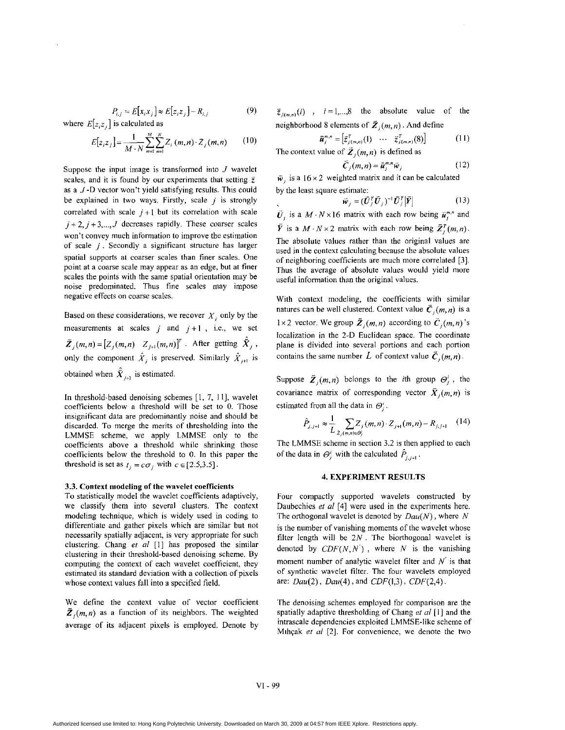$$P_{i,j} = E[x_i x_j] \approx E[z_i z_j] - R_{i,j} \tag{9}$$

where $E[z_i z_j]$ is calculated as

$$E[z_i z_j] = \frac{1}{M \cdot N} \sum_{m=1}^{M} \sum_{n=1}^{N} Z_i(m,n) \cdot Z_j(m,n) \tag{10}$$

Suppose the input image is transformed into $J$ wavelet scales, and it is found by our experiments that setting $\bar{z}$ as a $J$-D vector won't yield satisfying results. This could be explained in two ways. Firstly, scale $j$ is strongly correlated with scale $j+1$ but its correlation with scale $j+2, j+3, ..., J$ decreases rapidly. These coarser scales won't convey much information to improve the estimation of scale $j$. Secondly a significant structure has larger spatial supports at coarser scales than finer scales. One point at a coarse scale may appear as an edge, but at finer scales the points with the same spatial orientation may be noise predominated. Thus fine scales may impose negative effects on coarse scales.

Based on these considerations, we recover $X_j$ only by the measurements at scales $j$ and $j+1$, i.e., we set $\bar{Z}_j(m,n) = [Z_j(m,n) \quad Z_{j+1}(m,n)]^T$. After getting $\hat{\bar{X}}_j$, only the component $\hat{X}_j$ is preserved. Similarly $\hat{X}_{j+1}$ is obtained when $\hat{\bar{X}}_{j+1}$ is estimated.

In threshold-based denoising schemes [1, 7, 11], wavelet coefficients below a threshold will be set to 0. Those insignificant data are predominantly noise and should be discarded. To merge the merits of thresholding into the LMMSE scheme, we apply LMMSE only to the coefficients above a threshold while shrinking those coefficients below the threshold to 0. In this paper the threshold is set as $t_j = c\sigma_j$ with $c \in [2.5, 3.5]$.

### 3.3. Context modeling of the wavelet coefficients

To statistically model the wavelet coefficients adaptively, we classify them into several clusters. The context modeling technique, which is widely used in coding to differentiate and gather pixels which are similar but not necessarily spatially adjacent, is very appropriate for such clustering. Chang *et al* [1] has proposed the similar clustering in their threshold-based denoising scheme. By computing the context of each wavelet coefficient, they estimated its standard deviation with a collection of pixels whose context values fall into a specified field.

We define the context value of vector coefficient $\bar{Z}_j(m,n)$ as a function of its neighbors. The weighted average of its adjacent pixels is employed. Denote by $\bar{z}_{j(m,n)}(i)$ , $i = 1,...,8$ the absolute value of the neighborhood 8 elements of $\bar{Z}_j(m,n)$. And define

$$\bar{u}_j^{m,n} = \left[\bar{z}_{j(m,n)}^T(1) \quad \cdots \quad \bar{z}_{j(m,n)}^T(8)\right] \tag{11}$$

The context value of $\bar{Z}_j(m,n)$ is defined as

$$\bar{C}_j(m,n) = \bar{u}_j^{m,n} \bar{w}_j \tag{12}$$

$\bar{w}_j$ is a $16 \times 2$ weighted matrix and it can be calculated by the least square estimate:

$$\bar{w}_j = (\bar{U}_j^T \bar{U}_j)^{-1} \bar{U}_j^T \left|\bar{Y}\right| \tag{13}$$

$\bar{U}_j$ is a $M \cdot N \times 16$ matrix with each row being $\bar{u}_j^{m,n}$ and $\bar{Y}$ is a $M \cdot N \times 2$ matrix with each row being $\bar{Z}_j^T(m,n)$. The absolute values rather than the original values are used in the context calculating because the absolute values of neighboring coefficients are much more correlated [3]. Thus the average of absolute values would yield more useful information than the original values.

With context modeling, the coefficients with similar natures can be well clustered. Context value $\bar{C}_j(m,n)$ is a $1 \times 2$ vector. We group $\bar{Z}_j(m,n)$ according to $\bar{C}_j(m,n)$'s localization in the 2-D Euclidean space. The coordinate plane is divided into several portions and each portion contains the same number $L$ of context value $\bar{C}_j(m,n)$.

Suppose $\bar{Z}_j(m,n)$ belongs to the $i$th group $\Theta_j^i$, the covariance matrix of corresponding vector $\bar{X}_j(m,n)$ is estimated from all the data in $\Theta_j^i$.

$$\hat{P}_{j,j+1} \approx \frac{1}{L} \sum_{\bar{Z}_j(m,n) \in \Theta_j^i} Z_j(m,n) \cdot Z_{j+1}(m,n) - R_{j,j+1} \tag{14}$$

The LMMSE scheme in section 3.2 is then applied to each of the data in $\Theta_j^i$ with the calculated $\hat{P}_{j,j+1}$.

## 4. EXPERIMENT RESULTS

Four compactly supported wavelets constructed by Daubechies *et al* [4] were used in the experiments here. The orthogonal wavelet is denoted by $Dau(N)$, where $N$ is the number of vanishing moments of the wavelet whose filter length will be $2N$. The biorthogonal wavelet is denoted by $CDF(N, N')$, where $N$ is the vanishing moment number of analytic wavelet filter and $N'$ is that of synthetic wavelet filter. The four wavelets employed are: $Dau(2)$, $Dau(4)$, and $CDF(1,3)$, $CDF(2,4)$.

The denoising schemes employed for comparison are the spatially adaptive thresholding of Chang *et al* [1] and the intrascale dependencies exploited LMMSE-like scheme of Mıhçak *et al* [2]. For convenience, we denote the two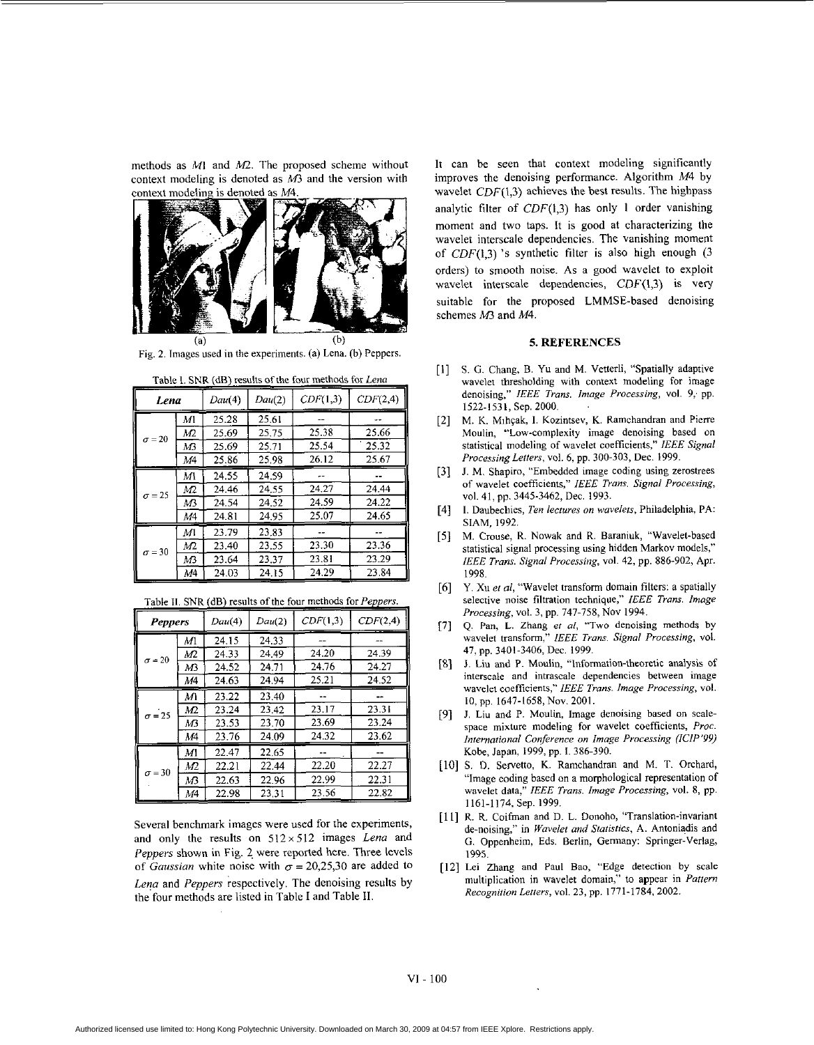methods as $M1$ and $M2$. The proposed scheme without context modeling is denoted as $M3$ and the version with context modeling is denoted as $M4$.

(a) (b)

Fig. 2. Images used in the experiments. (a) Lena. (b) Peppers.

Table I. SNR (dB) results of the four methods for *Lena*

| *Lena* | | $Dau(4)$ | $Dau(2)$ | $CDF(1,3)$ | $CDF(2,4)$ |
|---|---|---|---|---|---|
| $\sigma = 20$ | $M1$ | 25.28 | 25.61 | -- | -- |
| | $M2$ | 25.69 | 25.75 | 25.38 | 25.66 |
| | $M3$ | 25.69 | 25.71 | 25.54 | 25.32 |
| | $M4$ | 25.86 | 25.98 | 26.12 | 25.67 |
| $\sigma = 25$ | $M1$ | 24.55 | 24.59 | -- | -- |
| | $M2$ | 24.46 | 24.55 | 24.27 | 24.44 |
| | $M3$ | 24.54 | 24.52 | 24.59 | 24.22 |
| | $M4$ | 24.81 | 24.95 | 25.07 | 24.65 |
| $\sigma = 30$ | $M1$ | 23.79 | 23.83 | -- | -- |
| | $M2$ | 23.40 | 23.55 | 23.30 | 23.36 |
| | $M3$ | 23.64 | 23.37 | 23.81 | 23.29 |
| | $M4$ | 24.03 | 24.15 | 24.29 | 23.84 |

Table II. SNR (dB) results of the four methods for *Peppers*.

| *Peppers* | | $Dau(4)$ | $Dau(2)$ | $CDF(1,3)$ | $CDF(2,4)$ |
|---|---|---|---|---|---|
| $\sigma = 20$ | $M1$ | 24.15 | 24.33 | -- | -- |
| | $M2$ | 24.33 | 24.49 | 24.20 | 24.39 |
| | $M3$ | 24.52 | 24.71 | 24.76 | 24.27 |
| | $M4$ | 24.63 | 24.94 | 25.21 | 24.52 |
| $\sigma = 25$ | $M1$ | 23.22 | 23.40 | -- | -- |
| | $M2$ | 23.24 | 23.42 | 23.17 | 23.31 |
| | $M3$ | 23.53 | 23.70 | 23.69 | 23.24 |
| | $M4$ | 23.76 | 24.09 | 24.32 | 23.62 |
| $\sigma = 30$ | $M1$ | 22.47 | 22.65 | -- | -- |
| | $M2$ | 22.21 | 22.44 | 22.20 | 22.27 |
| | $M3$ | 22.63 | 22.96 | 22.99 | 22.31 |
| | $M4$ | 22.98 | 23.31 | 23.56 | 22.82 |

Several benchmark images were used for the experiments, and only the results on $512 \times 512$ images *Lena* and *Peppers* shown in Fig. 2 were reported here. Three levels of *Gaussian* white noise with $\sigma = 20,25,30$ are added to *Lena* and *Peppers* respectively. The denoising results by the four methods are listed in Table I and Table II.

It can be seen that context modeling significantly improves the denoising performance. Algorithm $M4$ by wavelet $CDF(1,3)$ achieves the best results. The highpass analytic filter of $CDF(1,3)$ has only 1 order vanishing moment and two taps. It is good at characterizing the wavelet interscale dependencies. The vanishing moment of $CDF(1,3)$ 's synthetic filter is also high enough (3 orders) to smooth noise. As a good wavelet to exploit wavelet interscale dependencies, $CDF(1,3)$ is very suitable for the proposed LMMSE-based denoising schemes $M3$ and $M4$.

## 5. REFERENCES

[1] S. G. Chang, B. Yu and M. Vetterli, "Spatially adaptive wavelet thresholding with context modeling for image denoising," *IEEE Trans. Image Processing*, vol. 9, pp. 1522-1531, Sep. 2000.

[2] M. K. Mıhçak, I. Kozintsev, K. Ramchandran and Pierre Moulin, "Low-complexity image denoising based on statistical modeling of wavelet coefficients," *IEEE Signal Processing Letters*, vol. 6, pp. 300-303, Dec. 1999.

[3] J. M. Shapiro, "Embedded image coding using zerotrees of wavelet coefficients," *IEEE Trans. Signal Processing*, vol. 41, pp. 3445-3462, Dec. 1993.

[4] I. Daubechies, *Ten lectures on wavelets*, Philadelphia, PA: SIAM, 1992.

[5] M. Crouse, R. Nowak and R. Baraniuk, "Wavelet-based statistical signal processing using hidden Markov models," *IEEE Trans. Signal Processing*, vol. 42, pp. 886-902, Apr. 1998.

[6] Y. Xu *et al*, "Wavelet transform domain filters: a spatially selective noise filtration technique," *IEEE Trans. Image Processing*, vol. 3, pp. 747-758, Nov 1994.

[7] Q. Pan, L. Zhang *et al*, "Two denoising methods by wavelet transform," *IEEE Trans. Signal Processing*, vol. 47, pp. 3401-3406, Dec. 1999.

[8] J. Liu and P. Moulin, "Information-theoretic analysis of interscale and intrascale dependencies between image wavelet coefficients," *IEEE Trans. Image Processing*, vol. 10, pp. 1647-1658, Nov. 2001.

[9] J. Liu and P. Moulin, Image denoising based on scale-space mixture modeling for wavelet coefficients, *Proc. International Conference on Image Processing (ICIP'99)* Kobe, Japan, 1999, pp. I. 386-390.

[10] S. D. Servetto, K. Ramchandran and M. T. Orchard, "Image coding based on a morphological representation of wavelet data," *IEEE Trans. Image Processing*, vol. 8, pp. 1161-1174, Sep. 1999.

[11] R. R. Coifman and D. L. Donoho, "Translation-invariant de-noising," in *Wavelet and Statistics*, A. Antoniadis and G. Oppenheim, Eds. Berlin, Germany: Springer-Verlag, 1995.

[12] Lei Zhang and Paul Bao, "Edge detection by scale multiplication in wavelet domain," to appear in *Pattern Recognition Letters*, vol. 23, pp. 1771-1784, 2002.